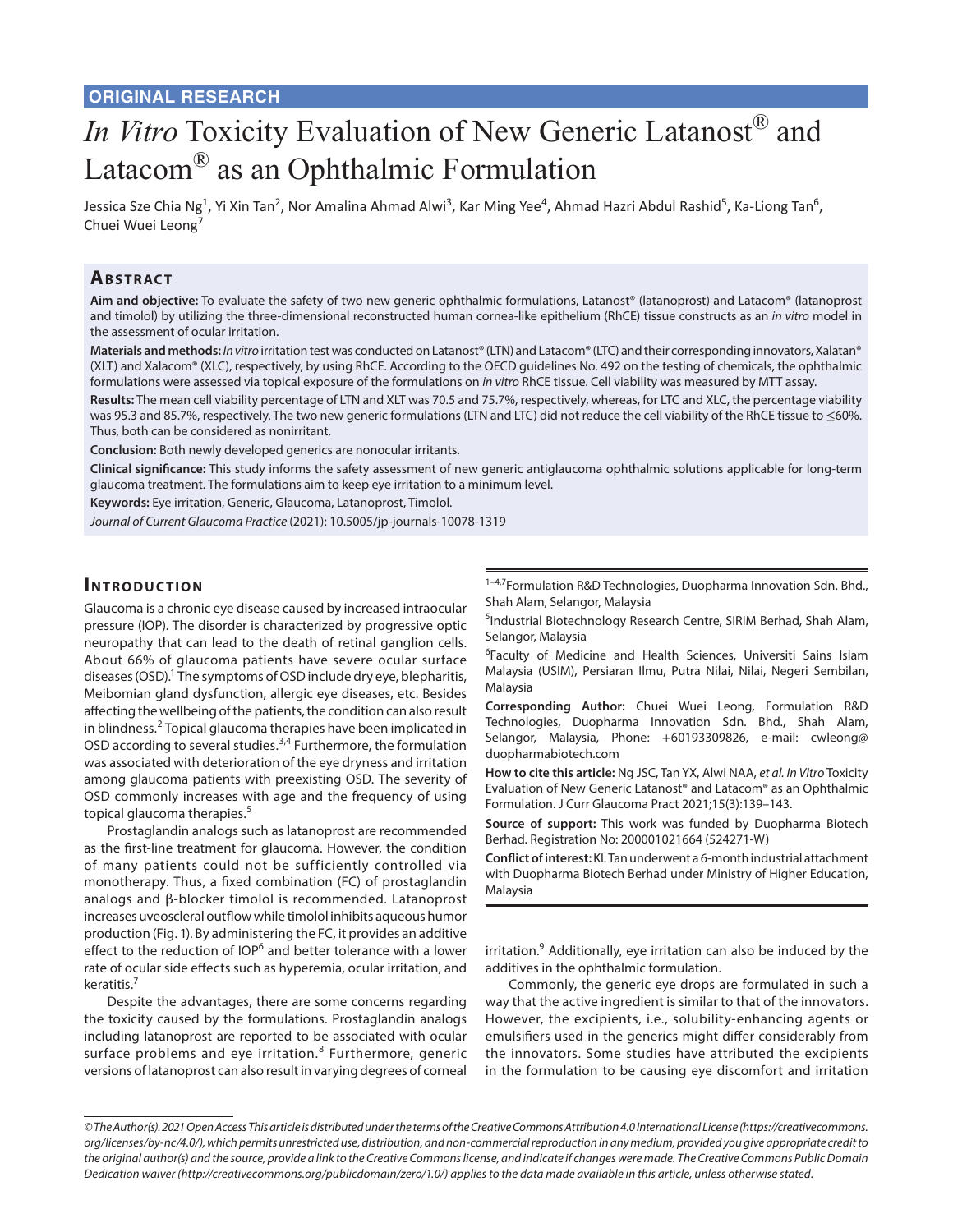ORIGINAL RESEARCH

# *In Vitro* Toxicity Evaluation of New Generic Latanost® and Latacom® as an Ophthalmic Formulation

Jessica Sze Chia Ng[1], Yi Xin Tan[2], Nor Amalina Ahmad Alwi[3], Kar Ming Yee[4], Ahmad Hazri Abdul Rashid[5], Ka-Liong Tan[6], Chuei Wuei Leong[7]

## Abstract

**Aim and objective:** To evaluate the safety of two new generic ophthalmic formulations, Latanost® (latanoprost) and Latacom® (latanoprost and timolol) by utilizing the three-dimensional reconstructed human cornea-like epithelium (RhCE) tissue constructs as an *in vitro* model in the assessment of ocular irritation.

**Materials and methods:** *In vitro* irritation test was conducted on Latanost® (LTN) and Latacom® (LTC) and their corresponding innovators, Xalatan® (XLT) and Xalacom® (XLC), respectively, by using RhCE. According to the OECD guidelines No. 492 on the testing of chemicals, the ophthalmic formulations were assessed via topical exposure of the formulations on *in vitro* RhCE tissue. Cell viability was measured by MTT assay.

**Results:** The mean cell viability percentage of LTN and XLT was 70.5 and 75.7%, respectively, whereas, for LTC and XLC, the percentage viability was 95.3 and 85.7%, respectively. The two new generic formulations (LTN and LTC) did not reduce the cell viability of the RhCE tissue to ≤60%. Thus, both can be considered as nonirritant.

**Conclusion:** Both newly developed generics are nonocular irritants.

**Clinical significance:** This study informs the safety assessment of new generic antiglaucoma ophthalmic solutions applicable for long-term glaucoma treatment. The formulations aim to keep eye irritation to a minimum level.

**Keywords:** Eye irritation, Generic, Glaucoma, Latanoprost, Timolol.

*Journal of Current Glaucoma Practice* (2021): 10.5005/jp-journals-10078-1319

## Introduction

Glaucoma is a chronic eye disease caused by increased intraocular pressure (IOP). The disorder is characterized by progressive optic neuropathy that can lead to the death of retinal ganglion cells. About 66% of glaucoma patients have severe ocular surface diseases (OSD).[1] The symptoms of OSD include dry eye, blepharitis, Meibomian gland dysfunction, allergic eye diseases, etc. Besides affecting the wellbeing of the patients, the condition can also result in blindness.[2] Topical glaucoma therapies have been implicated in OSD according to several studies.[3,4] Furthermore, the formulation was associated with deterioration of the eye dryness and irritation among glaucoma patients with preexisting OSD. The severity of OSD commonly increases with age and the frequency of using topical glaucoma therapies.[5]

Prostaglandin analogs such as latanoprost are recommended as the first-line treatment for glaucoma. However, the condition of many patients could not be sufficiently controlled via monotherapy. Thus, a fixed combination (FC) of prostaglandin analogs and β-blocker timolol is recommended. Latanoprost increases uveoscleral outflow while timolol inhibits aqueous humor production (Fig. 1). By administering the FC, it provides an additive effect to the reduction of IOP[6] and better tolerance with a lower rate of ocular side effects such as hyperemia, ocular irritation, and keratitis.[7]

Despite the advantages, there are some concerns regarding the toxicity caused by the formulations. Prostaglandin analogs including latanoprost are reported to be associated with ocular surface problems and eye irritation.[8] Furthermore, generic versions of latanoprost can also result in varying degrees of corneal irritation.[9] Additionally, eye irritation can also be induced by the additives in the ophthalmic formulation.

Commonly, the generic eye drops are formulated in such a way that the active ingredient is similar to that of the innovators. However, the excipients, i.e., solubility-enhancing agents or emulsifiers used in the generics might differ considerably from the innovators. Some studies have attributed the excipients in the formulation to be causing eye discomfort and irritation

[1–4,7]Formulation R&D Technologies, Duopharma Innovation Sdn. Bhd., Shah Alam, Selangor, Malaysia

[5]Industrial Biotechnology Research Centre, SIRIM Berhad, Shah Alam, Selangor, Malaysia

[6]Faculty of Medicine and Health Sciences, Universiti Sains Islam Malaysia (USIM), Persiaran Ilmu, Putra Nilai, Nilai, Negeri Sembilan, Malaysia

**Corresponding Author:** Chuei Wuei Leong, Formulation R&D Technologies, Duopharma Innovation Sdn. Bhd., Shah Alam, Selangor, Malaysia, Phone: +60193309826, e-mail: cwleong@duopharmabiotech.com

**How to cite this article:** Ng JSC, Tan YX, Alwi NAA, *et al. In Vitro* Toxicity Evaluation of New Generic Latanost® and Latacom® as an Ophthalmic Formulation. J Curr Glaucoma Pract 2021;15(3):139–143.

**Source of support:** This work was funded by Duopharma Biotech Berhad. Registration No: 200001021664 (524271-W)

**Conflict of interest:** KL Tan underwent a 6-month industrial attachment with Duopharma Biotech Berhad under Ministry of Higher Education, Malaysia

*© The Author(s). 2021 Open Access This article is distributed under the terms of the Creative Commons Attribution 4.0 International License (https://creativecommons.org/licenses/by-nc/4.0/), which permits unrestricted use, distribution, and non-commercial reproduction in any medium, provided you give appropriate credit to the original author(s) and the source, provide a link to the Creative Commons license, and indicate if changes were made. The Creative Commons Public Domain Dedication waiver (http://creativecommons.org/publicdomain/zero/1.0/) applies to the data made available in this article, unless otherwise stated.*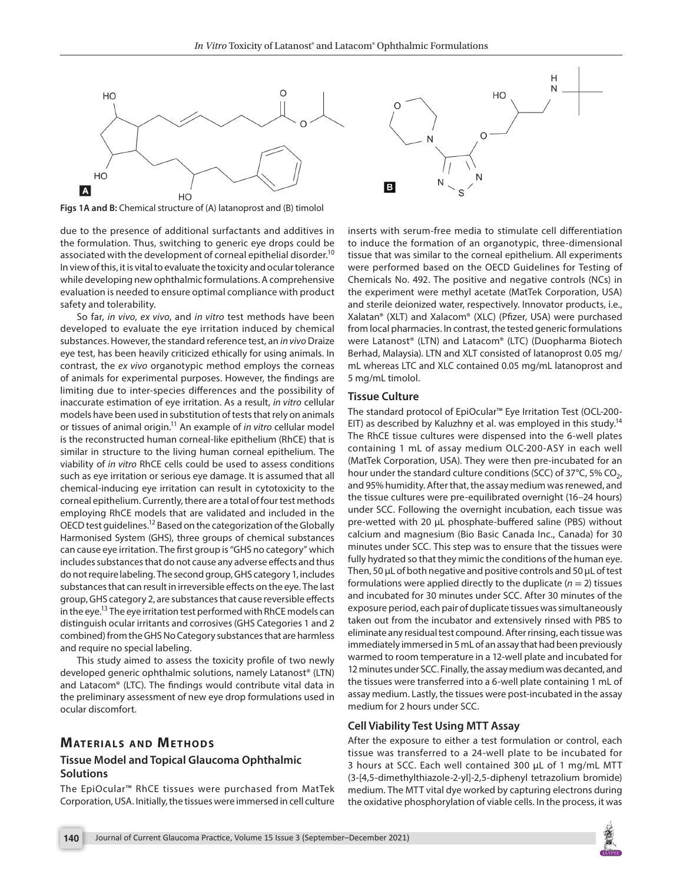Figs 1A and B: Chemical structure of (A) latanoprost and (B) timolol

due to the presence of additional surfactants and additives in the formulation. Thus, switching to generic eye drops could be associated with the development of corneal epithelial disorder.[10] In view of this, it is vital to evaluate the toxicity and ocular tolerance while developing new ophthalmic formulations. A comprehensive evaluation is needed to ensure optimal compliance with product safety and tolerability.

So far, *in vivo*, *ex vivo*, and *in vitro* test methods have been developed to evaluate the eye irritation induced by chemical substances. However, the standard reference test, an *in vivo* Draize eye test, has been heavily criticized ethically for using animals. In contrast, the *ex vivo* organotypic method employs the corneas of animals for experimental purposes. However, the findings are limiting due to inter-species differences and the possibility of inaccurate estimation of eye irritation. As a result, *in vitro* cellular models have been used in substitution of tests that rely on animals or tissues of animal origin.[11] An example of *in vitro* cellular model is the reconstructed human corneal-like epithelium (RhCE) that is similar in structure to the living human corneal epithelium. The viability of *in vitro* RhCE cells could be used to assess conditions such as eye irritation or serious eye damage. It is assumed that all chemical-inducing eye irritation can result in cytotoxicity to the corneal epithelium. Currently, there are a total of four test methods employing RhCE models that are validated and included in the OECD test guidelines.[12] Based on the categorization of the Globally Harmonised System (GHS), three groups of chemical substances can cause eye irritation. The first group is "GHS no category" which includes substances that do not cause any adverse effects and thus do not require labeling. The second group, GHS category 1, includes substances that can result in irreversible effects on the eye. The last group, GHS category 2, are substances that cause reversible effects in the eye.[13] The eye irritation test performed with RhCE models can distinguish ocular irritants and corrosives (GHS Categories 1 and 2 combined) from the GHS No Category substances that are harmless and require no special labeling.

This study aimed to assess the toxicity profile of two newly developed generic ophthalmic solutions, namely Latanost® (LTN) and Latacom® (LTC). The findings would contribute vital data in the preliminary assessment of new eye drop formulations used in ocular discomfort.

## Materials and Methods

### Tissue Model and Topical Glaucoma Ophthalmic Solutions

The EpiOcular™ RhCE tissues were purchased from MatTek Corporation, USA. Initially, the tissues were immersed in cell culture inserts with serum-free media to stimulate cell differentiation to induce the formation of an organotypic, three-dimensional tissue that was similar to the corneal epithelium. All experiments were performed based on the OECD Guidelines for Testing of Chemicals No. 492. The positive and negative controls (NCs) in the experiment were methyl acetate (MatTek Corporation, USA) and sterile deionized water, respectively. Innovator products, i.e., Xalatan® (XLT) and Xalacom® (XLC) (Pfizer, USA) were purchased from local pharmacies. In contrast, the tested generic formulations were Latanost® (LTN) and Latacom® (LTC) (Duopharma Biotech Berhad, Malaysia). LTN and XLT consisted of latanoprost 0.05 mg/mL whereas LTC and XLC contained 0.05 mg/mL latanoprost and 5 mg/mL timolol.

### Tissue Culture

The standard protocol of EpiOcular™ Eye Irritation Test (OCL-200-EIT) as described by Kaluzhny et al. was employed in this study.[14] The RhCE tissue cultures were dispensed into the 6-well plates containing 1 mL of assay medium OLC-200-ASY in each well (MatTek Corporation, USA). They were then pre-incubated for an hour under the standard culture conditions (SCC) of 37°C, 5% $CO_2$, and 95% humidity. After that, the assay medium was renewed, and the tissue cultures were pre-equilibrated overnight (16–24 hours) under SCC. Following the overnight incubation, each tissue was pre-wetted with 20 μL phosphate-buffered saline (PBS) without calcium and magnesium (Bio Basic Canada Inc., Canada) for 30 minutes under SCC. This step was to ensure that the tissues were fully hydrated so that they mimic the conditions of the human eye. Then, 50 μL of both negative and positive controls and 50 μL of test formulations were applied directly to the duplicate ($n = 2$) tissues and incubated for 30 minutes under SCC. After 30 minutes of the exposure period, each pair of duplicate tissues was simultaneously taken out from the incubator and extensively rinsed with PBS to eliminate any residual test compound. After rinsing, each tissue was immediately immersed in 5 mL of an assay that had been previously warmed to room temperature in a 12-well plate and incubated for 12 minutes under SCC. Finally, the assay medium was decanted, and the tissues were transferred into a 6-well plate containing 1 mL of assay medium. Lastly, the tissues were post-incubated in the assay medium for 2 hours under SCC.

### Cell Viability Test Using MTT Assay

After the exposure to either a test formulation or control, each tissue was transferred to a 24-well plate to be incubated for 3 hours at SCC. Each well contained 300 μL of 1 mg/mL MTT (3-[4,5-dimethylthiazole-2-yl]-2,5-diphenyl tetrazolium bromide) medium. The MTT vital dye worked by capturing electrons during the oxidative phosphorylation of viable cells. In the process, it was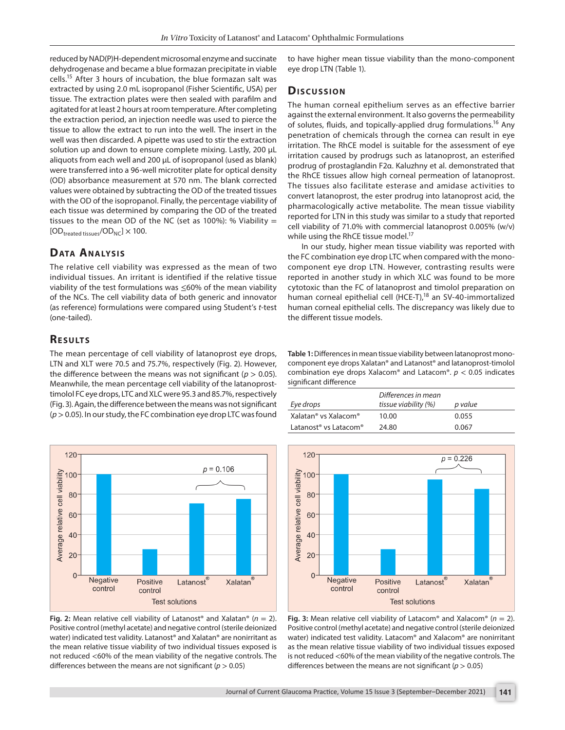reduced by NAD(P)H-dependent microsomal enzyme and succinate dehydrogenase and became a blue formazan precipitate in viable cells.[15] After 3 hours of incubation, the blue formazan salt was extracted by using 2.0 mL isopropanol (Fisher Scientific, USA) per tissue. The extraction plates were then sealed with parafilm and agitated for at least 2 hours at room temperature. After completing the extraction period, an injection needle was used to pierce the tissue to allow the extract to run into the well. The insert in the well was then discarded. A pipette was used to stir the extraction solution up and down to ensure complete mixing. Lastly, 200 µL aliquots from each well and 200 µL of isopropanol (used as blank) were transferred into a 96-well microtiter plate for optical density (OD) absorbance measurement at 570 nm. The blank corrected values were obtained by subtracting the OD of the treated tissues with the OD of the isopropanol. Finally, the percentage viability of each tissue was determined by comparing the OD of the treated tissues to the mean OD of the NC (set as 100%): % Viability = $[OD_{\text{treated tissues}}/OD_{NC}] \times 100$.

## Data Analysis

The relative cell viability was expressed as the mean of two individual tissues. An irritant is identified if the relative tissue viability of the test formulations was ≤60% of the mean viability of the NCs. The cell viability data of both generic and innovator (as reference) formulations were compared using Student's *t*-test (one-tailed).

## Results

The mean percentage of cell viability of latanoprost eye drops, LTN and XLT were 70.5 and 75.7%, respectively (Fig. 2). However, the difference between the means was not significant ($p > 0.05$). Meanwhile, the mean percentage cell viability of the latanoprost-timolol FC eye drops, LTC and XLC were 95.3 and 85.7%, respectively (Fig. 3). Again, the difference between the means was not significant ($p > 0.05$). In our study, the FC combination eye drop LTC was found to have higher mean tissue viability than the mono-component eye drop LTN (Table 1).

## Discussion

The human corneal epithelium serves as an effective barrier against the external environment. It also governs the permeability of solutes, fluids, and topically-applied drug formulations.[16] Any penetration of chemicals through the cornea can result in eye irritation. The RhCE model is suitable for the assessment of eye irritation caused by prodrugs such as latanoprost, an esterified prodrug of prostaglandin F2α. Kaluzhny et al. demonstrated that the RhCE tissues allow high corneal permeation of latanoprost. The tissues also facilitate esterase and amidase activities to convert latanoprost, the ester prodrug into latanoprost acid, the pharmacologically active metabolite. The mean tissue viability reported for LTN in this study was similar to a study that reported cell viability of 71.0% with commercial latanoprost 0.005% (w/v) while using the RhCE tissue model.[17]

In our study, higher mean tissue viability was reported with the FC combination eye drop LTC when compared with the mono-component eye drop LTN. However, contrasting results were reported in another study in which XLC was found to be more cytotoxic than the FC of latanoprost and timolol preparation on human corneal epithelial cell (HCE-T),[18] an SV-40-immortalized human corneal epithelial cells. The discrepancy was likely due to the different tissue models.

**Table 1:** Differences in mean tissue viability between latanoprost mono-component eye drops Xalatan® and Latanost® and latanoprost-timolol combination eye drops Xalacom® and Latacom®. $p < 0.05$ indicates significant difference

| *Eye drops* | *Differences in mean tissue viability (%)* | *p value* |
|---|---|---|
| Xalatan® vs Xalacom® | 10.00 | 0.055 |
| Latanost® vs Latacom® | 24.80 | 0.067 |

**Fig. 2:** Mean relative cell viability of Latanost® and Xalatan® ($n = 2$). Positive control (methyl acetate) and negative control (sterile deionized water) indicated test validity. Latanost® and Xalatan® are nonirritant as the mean relative tissue viability of two individual tissues exposed is not reduced <60% of the mean viability of the negative controls. The differences between the means are not significant ($p > 0.05$)

**Fig. 3:** Mean relative cell viability of Latacom® and Xalacom® ($n = 2$). Positive control (methyl acetate) and negative control (sterile deionized water) indicated test validity. Latacom® and Xalacom® are nonirritant as the mean relative tissue viability of two individual tissues exposed is not reduced <60% of the mean viability of the negative controls. The differences between the means are not significant ($p > 0.05$)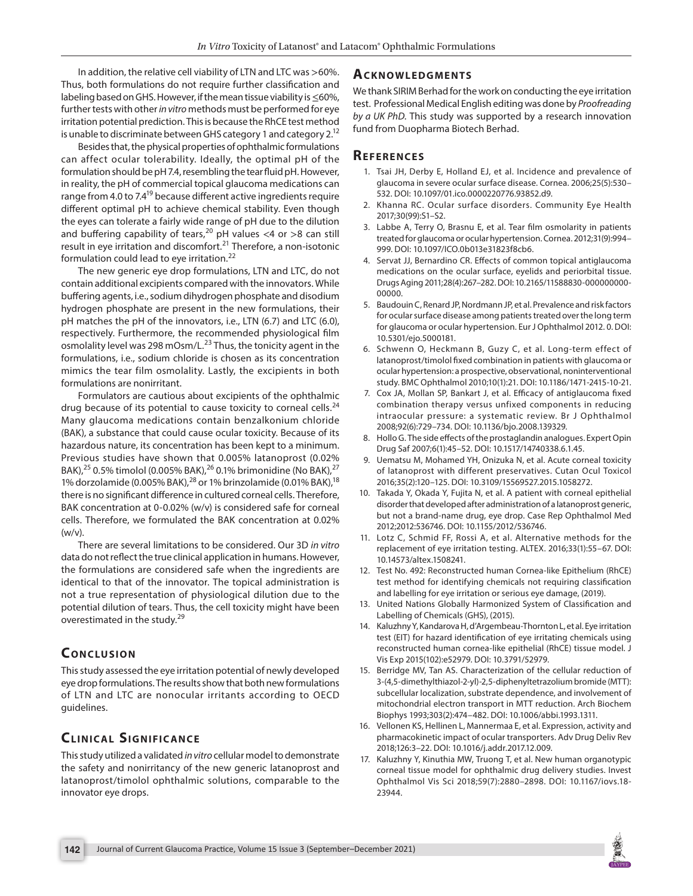In addition, the relative cell viability of LTN and LTC was >60%. Thus, both formulations do not require further classification and labeling based on GHS. However, if the mean tissue viability is ≤60%, further tests with other *in vitro* methods must be performed for eye irritation potential prediction. This is because the RhCE test method is unable to discriminate between GHS category 1 and category 2.[12]

Besides that, the physical properties of ophthalmic formulations can affect ocular tolerability. Ideally, the optimal pH of the formulation should be pH 7.4, resembling the tear fluid pH. However, in reality, the pH of commercial topical glaucoma medications can range from 4.0 to 7.4[19] because different active ingredients require different optimal pH to achieve chemical stability. Even though the eyes can tolerate a fairly wide range of pH due to the dilution and buffering capability of tears,[20] pH values <4 or >8 can still result in eye irritation and discomfort.[21] Therefore, a non-isotonic formulation could lead to eye irritation.[22]

The new generic eye drop formulations, LTN and LTC, do not contain additional excipients compared with the innovators. While buffering agents, i.e., sodium dihydrogen phosphate and disodium hydrogen phosphate are present in the new formulations, their pH matches the pH of the innovators, i.e., LTN (6.7) and LTC (6.0), respectively. Furthermore, the recommended physiological film osmolality level was 298 mOsm/L.[23] Thus, the tonicity agent in the formulations, i.e., sodium chloride is chosen as its concentration mimics the tear film osmolality. Lastly, the excipients in both formulations are nonirritant.

Formulators are cautious about excipients of the ophthalmic drug because of its potential to cause toxicity to corneal cells.[24] Many glaucoma medications contain benzalkonium chloride (BAK), a substance that could cause ocular toxicity. Because of its hazardous nature, its concentration has been kept to a minimum. Previous studies have shown that 0.005% latanoprost (0.02% BAK),[25] 0.5% timolol (0.005% BAK),[26] 0.1% brimonidine (No BAK),[27] 1% dorzolamide (0.005% BAK),[28] or 1% brinzolamide (0.01% BAK),[18] there is no significant difference in cultured corneal cells. Therefore, BAK concentration at 0-0.02% (w/v) is considered safe for corneal cells. Therefore, we formulated the BAK concentration at 0.02% (w/v).

There are several limitations to be considered. Our 3D *in vitro* data do not reflect the true clinical application in humans. However, the formulations are considered safe when the ingredients are identical to that of the innovator. The topical administration is not a true representation of physiological dilution due to the potential dilution of tears. Thus, the cell toxicity might have been overestimated in the study.[29]

## Conclusion

This study assessed the eye irritation potential of newly developed eye drop formulations. The results show that both new formulations of LTN and LTC are nonocular irritants according to OECD guidelines.

## Clinical Significance

This study utilized a validated *in vitro* cellular model to demonstrate the safety and nonirritancy of the new generic latanoprost and latanoprost/timolol ophthalmic solutions, comparable to the innovator eye drops.

## Acknowledgments

We thank SIRIM Berhad for the work on conducting the eye irritation test. Professional Medical English editing was done by *Proofreading by a UK PhD*. This study was supported by a research innovation fund from Duopharma Biotech Berhad.

## References

1. Tsai JH, Derby E, Holland EJ, et al. Incidence and prevalence of glaucoma in severe ocular surface disease. Cornea. 2006;25(5):530–532. DOI: 10.1097/01.ico.0000220776.93852.d9.
2. Khanna RC. Ocular surface disorders. Community Eye Health 2017;30(99):S1–S2.
3. Labbe A, Terry O, Brasnu E, et al. Tear film osmolarity in patients treated for glaucoma or ocular hypertension. Cornea. 2012;31(9):994–999. DOI: 10.1097/ICO.0b013e31823f8cb6.
4. Servat JJ, Bernardino CR. Effects of common topical antiglaucoma medications on the ocular surface, eyelids and periorbital tissue. Drugs Aging 2011;28(4):267–282. DOI: 10.2165/11588830-000000000-00000.
5. Baudouin C, Renard JP, Nordmann JP, et al. Prevalence and risk factors for ocular surface disease among patients treated over the long term for glaucoma or ocular hypertension. Eur J Ophthalmol 2012. 0. DOI: 10.5301/ejo.5000181.
6. Schwenn O, Heckmann B, Guzy C, et al. Long-term effect of latanoprost/timolol fixed combination in patients with glaucoma or ocular hypertension: a prospective, observational, noninterventional study. BMC Ophthalmol 2010;10(1):21. DOI: 10.1186/1471-2415-10-21.
7. Cox JA, Mollan SP, Bankart J, et al. Efficacy of antiglaucoma fixed combination therapy versus unfixed components in reducing intraocular pressure: a systematic review. Br J Ophthalmol 2008;92(6):729–734. DOI: 10.1136/bjo.2008.139329.
8. Hollo G. The side effects of the prostaglandin analogues. Expert Opin Drug Saf 2007;6(1):45–52. DOI: 10.1517/14740338.6.1.45.
9. Uematsu M, Mohamed YH, Onizuka N, et al. Acute corneal toxicity of latanoprost with different preservatives. Cutan Ocul Toxicol 2016;35(2):120–125. DOI: 10.3109/15569527.2015.1058272.
10. Takada Y, Okada Y, Fujita N, et al. A patient with corneal epithelial disorder that developed after administration of a latanoprost generic, but not a brand-name drug, eye drop. Case Rep Ophthalmol Med 2012;2012:536746. DOI: 10.1155/2012/536746.
11. Lotz C, Schmid FF, Rossi A, et al. Alternative methods for the replacement of eye irritation testing. ALTEX. 2016;33(1):55–67. DOI: 10.14573/altex.1508241.
12. Test No. 492: Reconstructed human Cornea-like Epithelium (RhCE) test method for identifying chemicals not requiring classification and labelling for eye irritation or serious eye damage, (2019).
13. United Nations Globally Harmonized System of Classification and Labelling of Chemicals (GHS), (2015).
14. Kaluzhny Y, Kandarova H, d'Argembeau-Thornton L, et al. Eye irritation test (EIT) for hazard identification of eye irritating chemicals using reconstructed human cornea-like epithelial (RhCE) tissue model. J Vis Exp 2015(102):e52979. DOI: 10.3791/52979.
15. Berridge MV, Tan AS. Characterization of the cellular reduction of 3-(4,5-dimethylthiazol-2-yl)-2,5-diphenyltetrazolium bromide (MTT): subcellular localization, substrate dependence, and involvement of mitochondrial electron transport in MTT reduction. Arch Biochem Biophys 1993;303(2):474–482. DOI: 10.1006/abbi.1993.1311.
16. Vellonen KS, Hellinen L, Mannermaa E, et al. Expression, activity and pharmacokinetic impact of ocular transporters. Adv Drug Deliv Rev 2018;126:3–22. DOI: 10.1016/j.addr.2017.12.009.
17. Kaluzhny Y, Kinuthia MW, Truong T, et al. New human organotypic corneal tissue model for ophthalmic drug delivery studies. Invest Ophthalmol Vis Sci 2018;59(7):2880–2898. DOI: 10.1167/iovs.18-23944.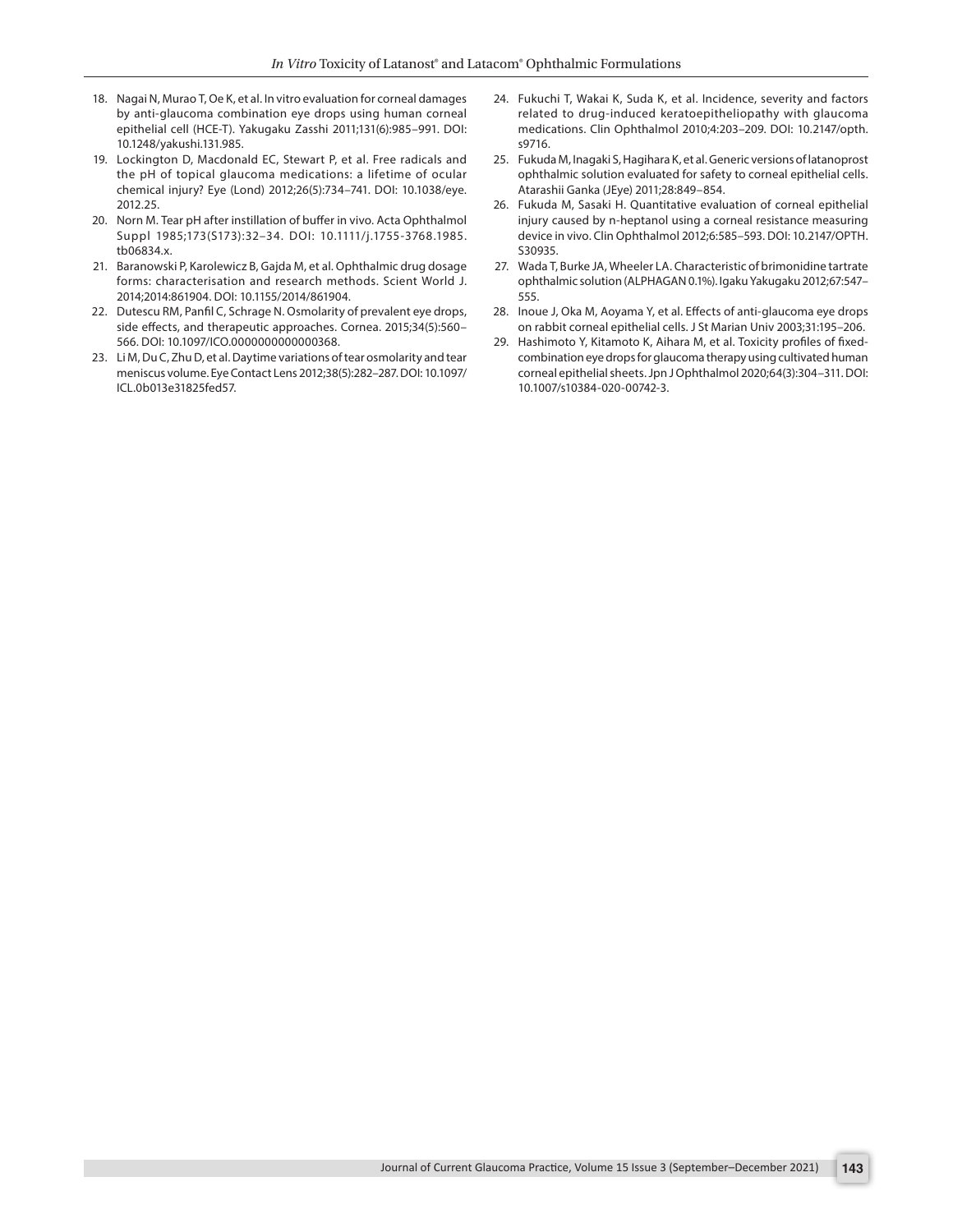18. Nagai N, Murao T, Oe K, et al. In vitro evaluation for corneal damages by anti-glaucoma combination eye drops using human corneal epithelial cell (HCE-T). Yakugaku Zasshi 2011;131(6):985–991. DOI: 10.1248/yakushi.131.985.
19. Lockington D, Macdonald EC, Stewart P, et al. Free radicals and the pH of topical glaucoma medications: a lifetime of ocular chemical injury? Eye (Lond) 2012;26(5):734–741. DOI: 10.1038/eye.2012.25.
20. Norn M. Tear pH after instillation of buffer in vivo. Acta Ophthalmol Suppl 1985;173(S173):32–34. DOI: 10.1111/j.1755-3768.1985.tb06834.x.
21. Baranowski P, Karolewicz B, Gajda M, et al. Ophthalmic drug dosage forms: characterisation and research methods. Scient World J. 2014;2014:861904. DOI: 10.1155/2014/861904.
22. Dutescu RM, Panfil C, Schrage N. Osmolarity of prevalent eye drops, side effects, and therapeutic approaches. Cornea. 2015;34(5):560–566. DOI: 10.1097/ICO.0000000000000368.
23. Li M, Du C, Zhu D, et al. Daytime variations of tear osmolarity and tear meniscus volume. Eye Contact Lens 2012;38(5):282–287. DOI: 10.1097/ICL.0b013e31825fed57.
24. Fukuchi T, Wakai K, Suda K, et al. Incidence, severity and factors related to drug-induced keratoepitheliopathy with glaucoma medications. Clin Ophthalmol 2010;4:203–209. DOI: 10.2147/opth.s9716.
25. Fukuda M, Inagaki S, Hagihara K, et al. Generic versions of latanoprost ophthalmic solution evaluated for safety to corneal epithelial cells. Atarashii Ganka (JEye) 2011;28:849–854.
26. Fukuda M, Sasaki H. Quantitative evaluation of corneal epithelial injury caused by n-heptanol using a corneal resistance measuring device in vivo. Clin Ophthalmol 2012;6:585–593. DOI: 10.2147/OPTH.S30935.
27. Wada T, Burke JA, Wheeler LA. Characteristic of brimonidine tartrate ophthalmic solution (ALPHAGAN 0.1%). Igaku Yakugaku 2012;67:547–555.
28. Inoue J, Oka M, Aoyama Y, et al. Effects of anti-glaucoma eye drops on rabbit corneal epithelial cells. J St Marian Univ 2003;31:195–206.
29. Hashimoto Y, Kitamoto K, Aihara M, et al. Toxicity profiles of fixed-combination eye drops for glaucoma therapy using cultivated human corneal epithelial sheets. Jpn J Ophthalmol 2020;64(3):304–311. DOI: 10.1007/s10384-020-00742-3.